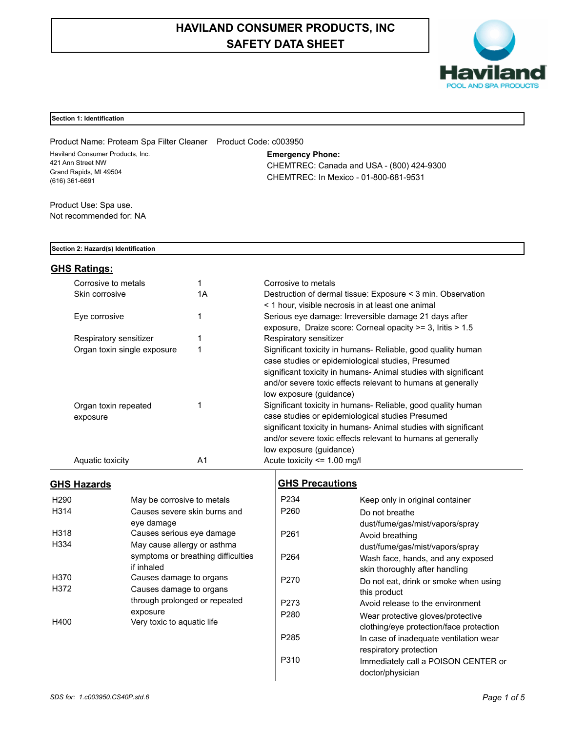# HAVILAND CONSUMER PRODUCTS, INC
# SAFETY DATA SHEET

## Section 1: Identification

Product Name: Proteam Spa Filter Cleaner  Product Code: c003950

Haviland Consumer Products, Inc.
421 Ann Street NW
Grand Rapids, MI 49504
(616) 361-6691

**Emergency Phone:**
CHEMTREC: Canada and USA - (800) 424-9300
CHEMTREC: In Mexico - 01-800-681-9531

Product Use: Spa use.
Not recommended for: NA

## Section 2: Hazard(s) Identification

### GHS Ratings:

| | | |
|---|---|---|
| Corrosive to metals | 1 | Corrosive to metals |
| Skin corrosive | 1A | Destruction of dermal tissue: Exposure < 3 min. Observation < 1 hour, visible necrosis in at least one animal |
| Eye corrosive | 1 | Serious eye damage: Irreversible damage 21 days after exposure, Draize score: Corneal opacity >= 3, Iritis > 1.5 |
| Respiratory sensitizer | 1 | Respiratory sensitizer |
| Organ toxin single exposure | 1 | Significant toxicity in humans- Reliable, good quality human case studies or epidemiological studies, Presumed significant toxicity in humans- Animal studies with significant and/or severe toxic effects relevant to humans at generally low exposure (guidance) |
| Organ toxin repeated exposure | 1 | Significant toxicity in humans- Reliable, good quality human case studies or epidemiological studies Presumed significant toxicity in humans- Animal studies with significant and/or severe toxic effects relevant to humans at generally low exposure (guidance) |
| Aquatic toxicity | A1 | Acute toxicity <= 1.00 mg/l |

### GHS Hazards

| | |
|---|---|
| H290 | May be corrosive to metals |
| H314 | Causes severe skin burns and eye damage |
| H318 | Causes serious eye damage |
| H334 | May cause allergy or asthma symptoms or breathing difficulties if inhaled |
| H370 | Causes damage to organs |
| H372 | Causes damage to organs through prolonged or repeated exposure |
| H400 | Very toxic to aquatic life |

### GHS Precautions

| | |
|---|---|
| P234 | Keep only in original container |
| P260 | Do not breathe dust/fume/gas/mist/vapors/spray |
| P261 | Avoid breathing dust/fume/gas/mist/vapors/spray |
| P264 | Wash face, hands, and any exposed skin thoroughly after handling |
| P270 | Do not eat, drink or smoke when using this product |
| P273 | Avoid release to the environment |
| P280 | Wear protective gloves/protective clothing/eye protection/face protection |
| P285 | In case of inadequate ventilation wear respiratory protection |
| P310 | Immediately call a POISON CENTER or doctor/physician |

*SDS for: 1.c003950.CS40P.std.6*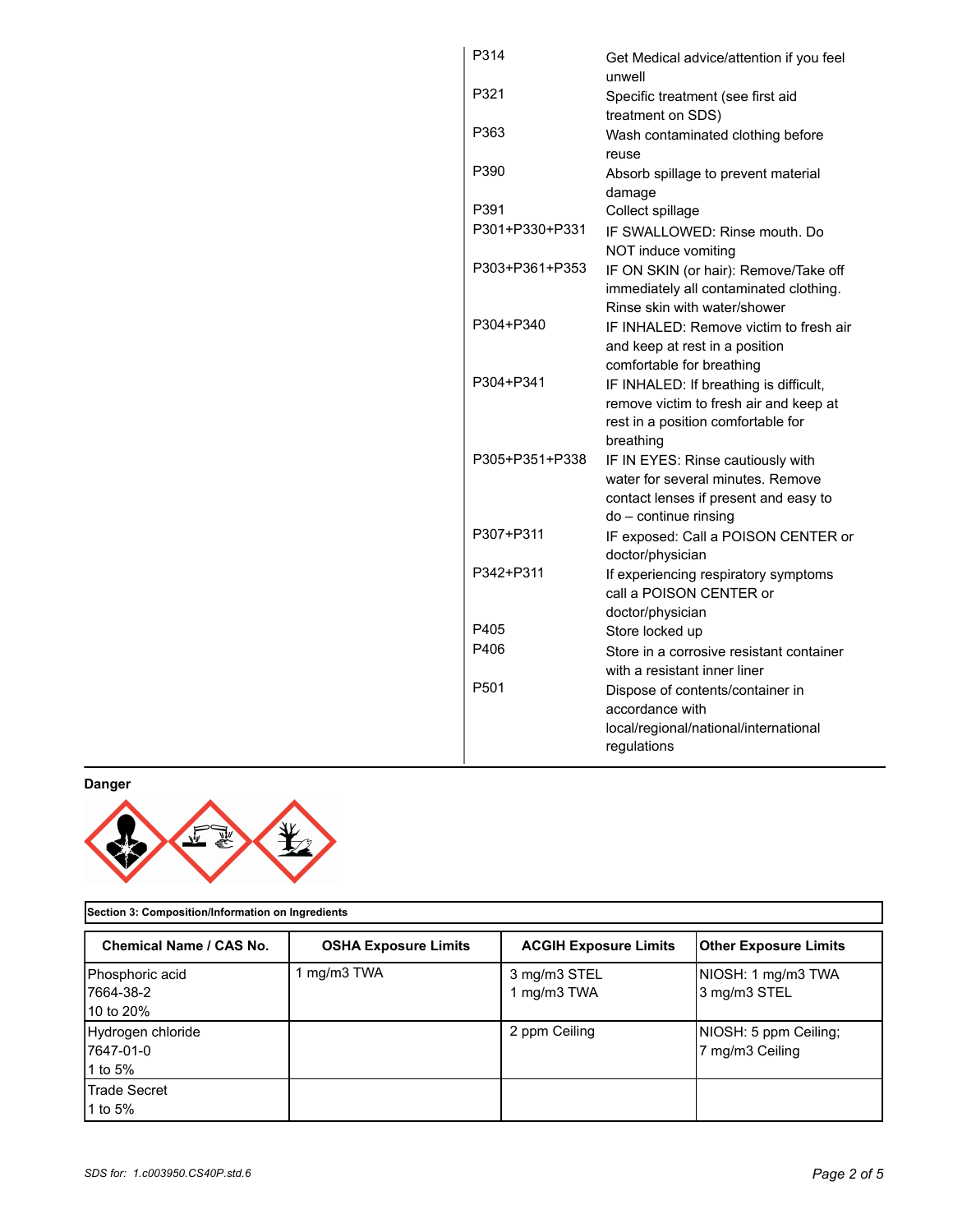| | |
|---|---|
| P314 | Get Medical advice/attention if you feel unwell |
| P321 | Specific treatment (see first aid treatment on SDS) |
| P363 | Wash contaminated clothing before reuse |
| P390 | Absorb spillage to prevent material damage |
| P391 | Collect spillage |
| P301+P330+P331 | IF SWALLOWED: Rinse mouth. Do NOT induce vomiting |
| P303+P361+P353 | IF ON SKIN (or hair): Remove/Take off immediately all contaminated clothing. Rinse skin with water/shower |
| P304+P340 | IF INHALED: Remove victim to fresh air and keep at rest in a position comfortable for breathing |
| P304+P341 | IF INHALED: If breathing is difficult, remove victim to fresh air and keep at rest in a position comfortable for breathing |
| P305+P351+P338 | IF IN EYES: Rinse cautiously with water for several minutes. Remove contact lenses if present and easy to do – continue rinsing |
| P307+P311 | IF exposed: Call a POISON CENTER or doctor/physician |
| P342+P311 | If experiencing respiratory symptoms call a POISON CENTER or doctor/physician |
| P405 | Store locked up |
| P406 | Store in a corrosive resistant container with a resistant inner liner |
| P501 | Dispose of contents/container in accordance with local/regional/national/international regulations |

**Danger**

**Section 3: Composition/Information on Ingredients**

| Chemical Name / CAS No. | OSHA Exposure Limits | ACGIH Exposure Limits | Other Exposure Limits |
|---|---|---|---|
| Phosphoric acid<br>7664-38-2<br>10 to 20% | 1 mg/m3 TWA | 3 mg/m3 STEL<br>1 mg/m3 TWA | NIOSH: 1 mg/m3 TWA<br>3 mg/m3 STEL |
| Hydrogen chloride<br>7647-01-0<br>1 to 5% | | 2 ppm Ceiling | NIOSH: 5 ppm Ceiling;<br>7 mg/m3 Ceiling |
| Trade Secret<br>1 to 5% | | | |

*SDS for: 1.c003950.CS40P.std.6*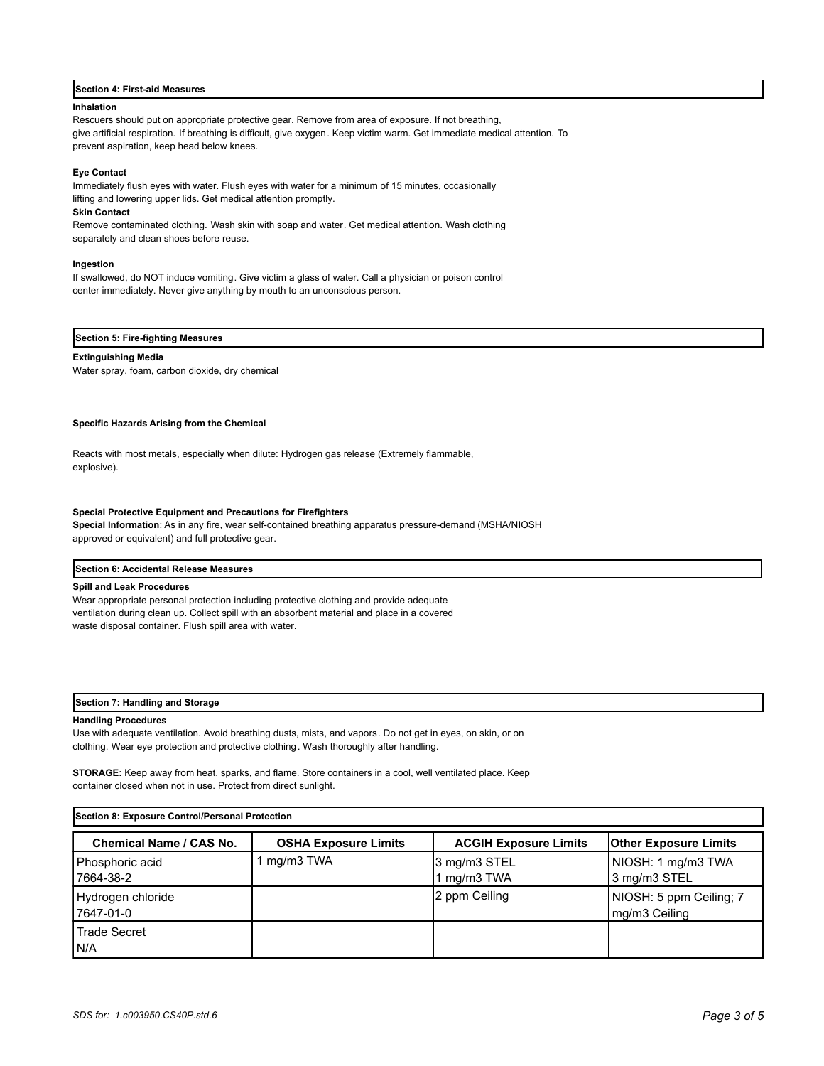## Section 4: First-aid Measures

**Inhalation**

Rescuers should put on appropriate protective gear. Remove from area of exposure. If not breathing, give artificial respiration. If breathing is difficult, give oxygen. Keep victim warm. Get immediate medical attention. To prevent aspiration, keep head below knees.

**Eye Contact**

Immediately flush eyes with water. Flush eyes with water for a minimum of 15 minutes, occasionally lifting and lowering upper lids. Get medical attention promptly.

**Skin Contact**

Remove contaminated clothing. Wash skin with soap and water. Get medical attention. Wash clothing separately and clean shoes before reuse.

**Ingestion**

If swallowed, do NOT induce vomiting. Give victim a glass of water. Call a physician or poison control center immediately. Never give anything by mouth to an unconscious person.

## Section 5: Fire-fighting Measures

**Extinguishing Media**

Water spray, foam, carbon dioxide, dry chemical

**Specific Hazards Arising from the Chemical**

Reacts with most metals, especially when dilute: Hydrogen gas release (Extremely flammable, explosive).

**Special Protective Equipment and Precautions for Firefighters**

**Special Information**: As in any fire, wear self-contained breathing apparatus pressure-demand (MSHA/NIOSH approved or equivalent) and full protective gear.

## Section 6: Accidental Release Measures

**Spill and Leak Procedures**

Wear appropriate personal protection including protective clothing and provide adequate ventilation during clean up. Collect spill with an absorbent material and place in a covered waste disposal container. Flush spill area with water.

## Section 7: Handling and Storage

**Handling Procedures**

Use with adequate ventilation. Avoid breathing dusts, mists, and vapors. Do not get in eyes, on skin, or on clothing. Wear eye protection and protective clothing. Wash thoroughly after handling.

**STORAGE:** Keep away from heat, sparks, and flame. Store containers in a cool, well ventilated place. Keep container closed when not in use. Protect from direct sunlight.

## Section 8: Exposure Control/Personal Protection

| Chemical Name / CAS No. | OSHA Exposure Limits | ACGIH Exposure Limits | Other Exposure Limits |
|---|---|---|---|
| Phosphoric acid<br>7664-38-2 | 1 mg/m3 TWA | 3 mg/m3 STEL<br>1 mg/m3 TWA | NIOSH: 1 mg/m3 TWA<br>3 mg/m3 STEL |
| Hydrogen chloride<br>7647-01-0 | | 2 ppm Ceiling | NIOSH: 5 ppm Ceiling; 7 mg/m3 Ceiling |
| Trade Secret<br>N/A | | | |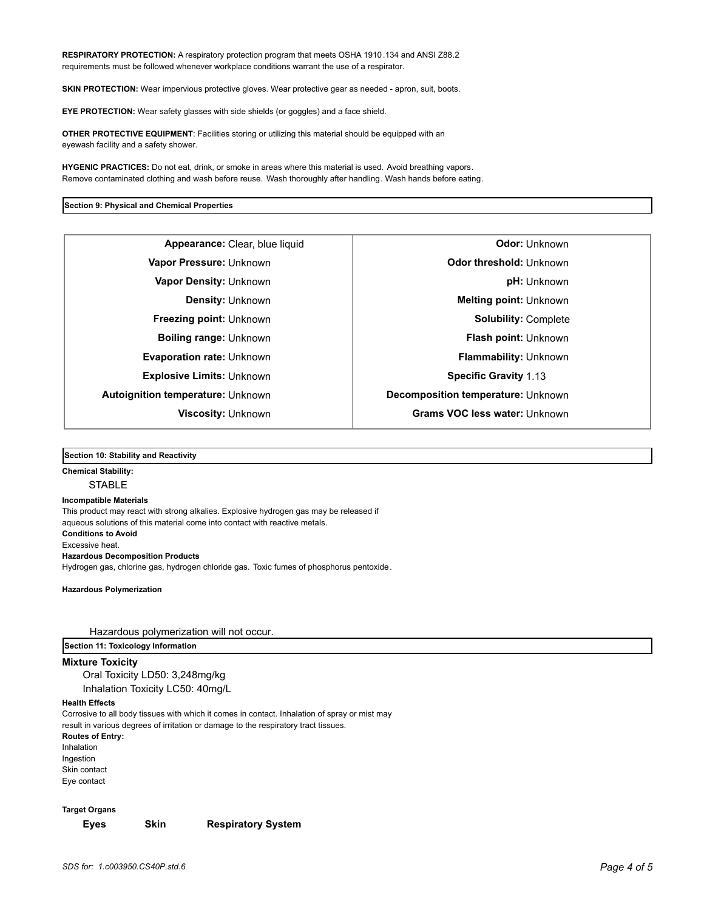**RESPIRATORY PROTECTION:** A respiratory protection program that meets OSHA 1910.134 and ANSI Z88.2 requirements must be followed whenever workplace conditions warrant the use of a respirator.

**SKIN PROTECTION:** Wear impervious protective gloves. Wear protective gear as needed - apron, suit, boots.

**EYE PROTECTION:** Wear safety glasses with side shields (or goggles) and a face shield.

**OTHER PROTECTIVE EQUIPMENT**: Facilities storing or utilizing this material should be equipped with an eyewash facility and a safety shower.

**HYGENIC PRACTICES:** Do not eat, drink, or smoke in areas where this material is used. Avoid breathing vapors. Remove contaminated clothing and wash before reuse. Wash thoroughly after handling. Wash hands before eating.

## Section 9: Physical and Chemical Properties

| | |
|---|---|
| **Appearance:** Clear, blue liquid | **Odor:** Unknown |
| **Vapor Pressure:** Unknown | **Odor threshold:** Unknown |
| **Vapor Density:** Unknown | **pH:** Unknown |
| **Density:** Unknown | **Melting point:** Unknown |
| **Freezing point:** Unknown | **Solubility:** Complete |
| **Boiling range:** Unknown | **Flash point:** Unknown |
| **Evaporation rate:** Unknown | **Flammability:** Unknown |
| **Explosive Limits:** Unknown | **Specific Gravity** 1.13 |
| **Autoignition temperature:** Unknown | **Decomposition temperature:** Unknown |
| **Viscosity:** Unknown | **Grams VOC less water:** Unknown |

## Section 10: Stability and Reactivity

**Chemical Stability:**

STABLE

**Incompatible Materials**

This product may react with strong alkalies. Explosive hydrogen gas may be released if aqueous solutions of this material come into contact with reactive metals.

**Conditions to Avoid**

Excessive heat.

**Hazardous Decomposition Products**

Hydrogen gas, chlorine gas, hydrogen chloride gas. Toxic fumes of phosphorus pentoxide.

**Hazardous Polymerization**

Hazardous polymerization will not occur.

## Section 11: Toxicology Information

**Mixture Toxicity**

Oral Toxicity LD50: 3,248mg/kg

Inhalation Toxicity LC50: 40mg/L

**Health Effects**

Corrosive to all body tissues with which it comes in contact. Inhalation of spray or mist may result in various degrees of irritation or damage to the respiratory tract tissues.

**Routes of Entry:**

Inhalation
Ingestion
Skin contact
Eye contact

**Target Organs**

**Eyes** **Skin** **Respiratory System**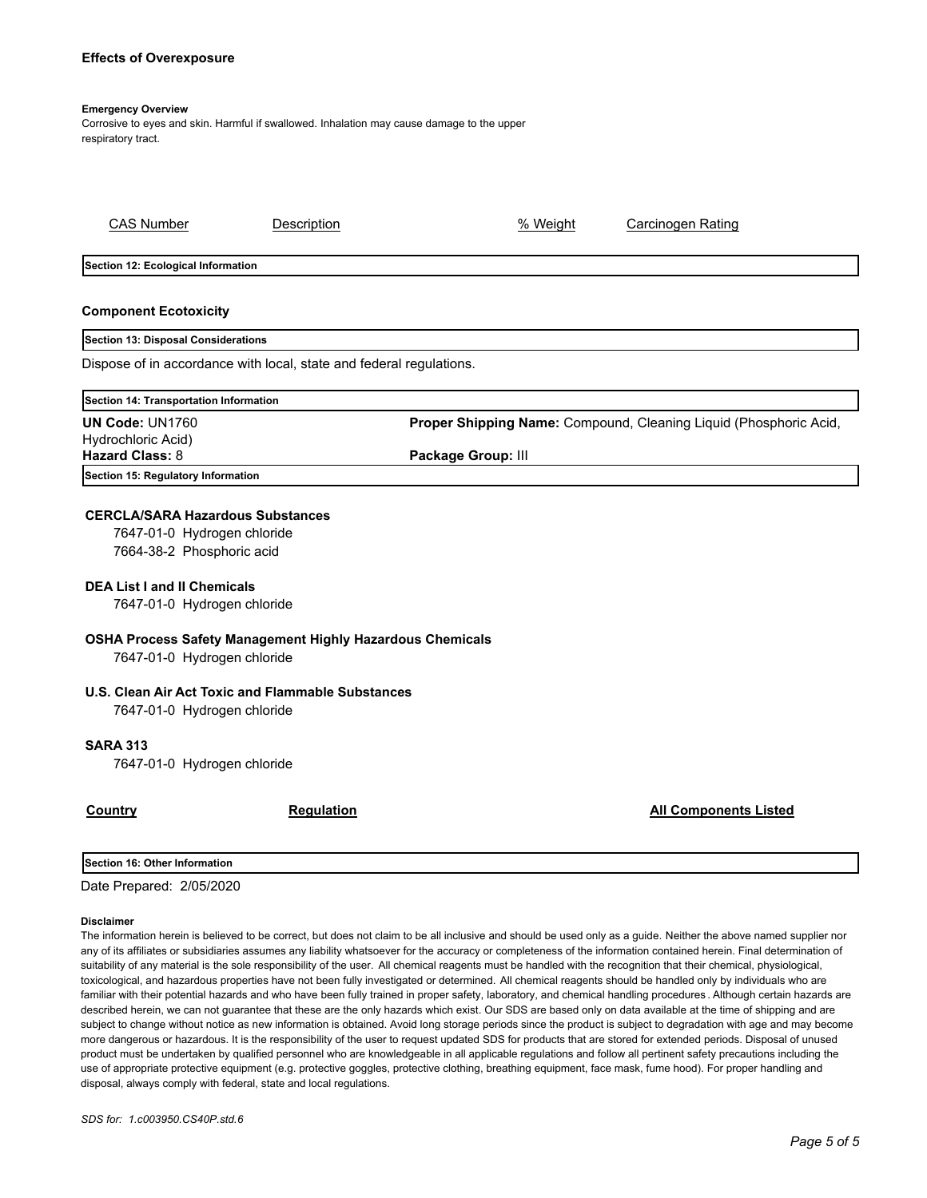**Effects of Overexposure**

**Emergency Overview**

Corrosive to eyes and skin. Harmful if swallowed. Inhalation may cause damage to the upper respiratory tract.

| CAS Number | Description | % Weight | Carcinogen Rating |
|---|---|---|---|

## Section 12: Ecological Information

**Component Ecotoxicity**

## Section 13: Disposal Considerations

Dispose of in accordance with local, state and federal regulations.

## Section 14: Transportation Information

**UN Code:** UN1760

**Proper Shipping Name:** Compound, Cleaning Liquid (Phosphoric Acid, Hydrochloric Acid)

**Hazard Class:** 8

**Package Group:** III

## Section 15: Regulatory Information

**CERCLA/SARA Hazardous Substances**

7647-01-0 Hydrogen chloride
7664-38-2 Phosphoric acid

**DEA List I and II Chemicals**

7647-01-0 Hydrogen chloride

**OSHA Process Safety Management Highly Hazardous Chemicals**

7647-01-0 Hydrogen chloride

**U.S. Clean Air Act Toxic and Flammable Substances**

7647-01-0 Hydrogen chloride

**SARA 313**

7647-01-0 Hydrogen chloride

| Country | Regulation | All Components Listed |
|---|---|---|

## Section 16: Other Information

Date Prepared: 2/05/2020

**Disclaimer**

The information herein is believed to be correct, but does not claim to be all inclusive and should be used only as a guide. Neither the above named supplier nor any of its affiliates or subsidiaries assumes any liability whatsoever for the accuracy or completeness of the information contained herein. Final determination of suitability of any material is the sole responsibility of the user. All chemical reagents must be handled with the recognition that their chemical, physiological, toxicological, and hazardous properties have not been fully investigated or determined. All chemical reagents should be handled only by individuals who are familiar with their potential hazards and who have been fully trained in proper safety, laboratory, and chemical handling procedures. Although certain hazards are described herein, we can not guarantee that these are the only hazards which exist. Our SDS are based only on data available at the time of shipping and are subject to change without notice as new information is obtained. Avoid long storage periods since the product is subject to degradation with age and may become more dangerous or hazardous. It is the responsibility of the user to request updated SDS for products that are stored for extended periods. Disposal of unused product must be undertaken by qualified personnel who are knowledgeable in all applicable regulations and follow all pertinent safety precautions including the use of appropriate protective equipment (e.g. protective goggles, protective clothing, breathing equipment, face mask, fume hood). For proper handling and disposal, always comply with federal, state and local regulations.

*SDS for: 1.c003950.CS40P.std.6*